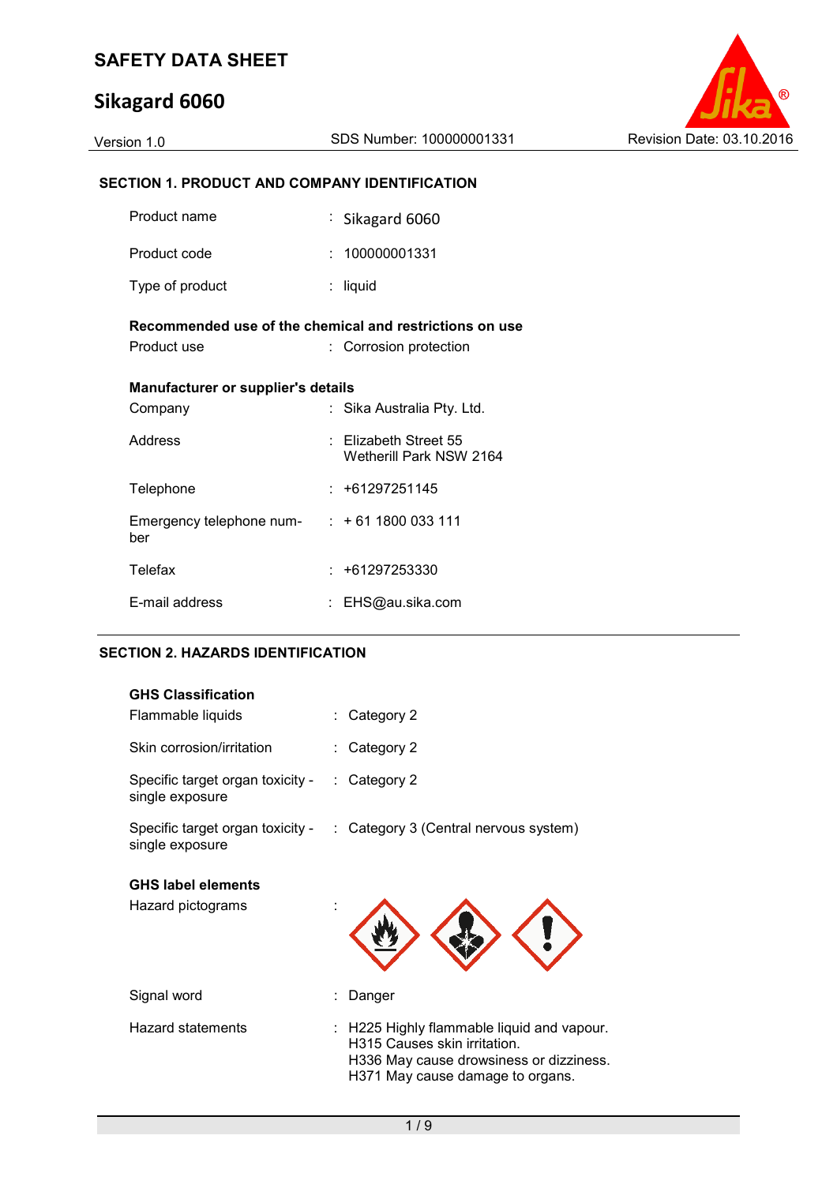# SAFETY DATA SHEET

# Sikagard 6060

Version 1.0 | SDS Number: 100000001331 | Revision Date: 03.10.2016

## SECTION 1. PRODUCT AND COMPANY IDENTIFICATION

| | | |
|---|---|---|
| Product name | : | Sikagard 6060 |
| Product code | : | 100000001331 |
| Type of product | : | liquid |

**Recommended use of the chemical and restrictions on use**

| | | |
|---|---|---|
| Product use | : | Corrosion protection |

**Manufacturer or supplier's details**

| | | |
|---|---|---|
| Company | : | Sika Australia Pty. Ltd. |
| Address | : | Elizabeth Street 55<br>Wetherill Park NSW 2164 |
| Telephone | : | +61297251145 |
| Emergency telephone number | : | + 61 1800 033 111 |
| Telefax | : | +61297253330 |
| E-mail address | : | EHS@au.sika.com |

## SECTION 2. HAZARDS IDENTIFICATION

**GHS Classification**

| | | |
|---|---|---|
| Flammable liquids | : | Category 2 |
| Skin corrosion/irritation | : | Category 2 |
| Specific target organ toxicity - single exposure | : | Category 2 |
| Specific target organ toxicity - single exposure | : | Category 3 (Central nervous system) |

**GHS label elements**

Hazard pictograms :

| | | |
|---|---|---|
| Signal word | : | Danger |
| Hazard statements | : | H225 Highly flammable liquid and vapour.<br>H315 Causes skin irritation.<br>H336 May cause drowsiness or dizziness.<br>H371 May cause damage to organs. |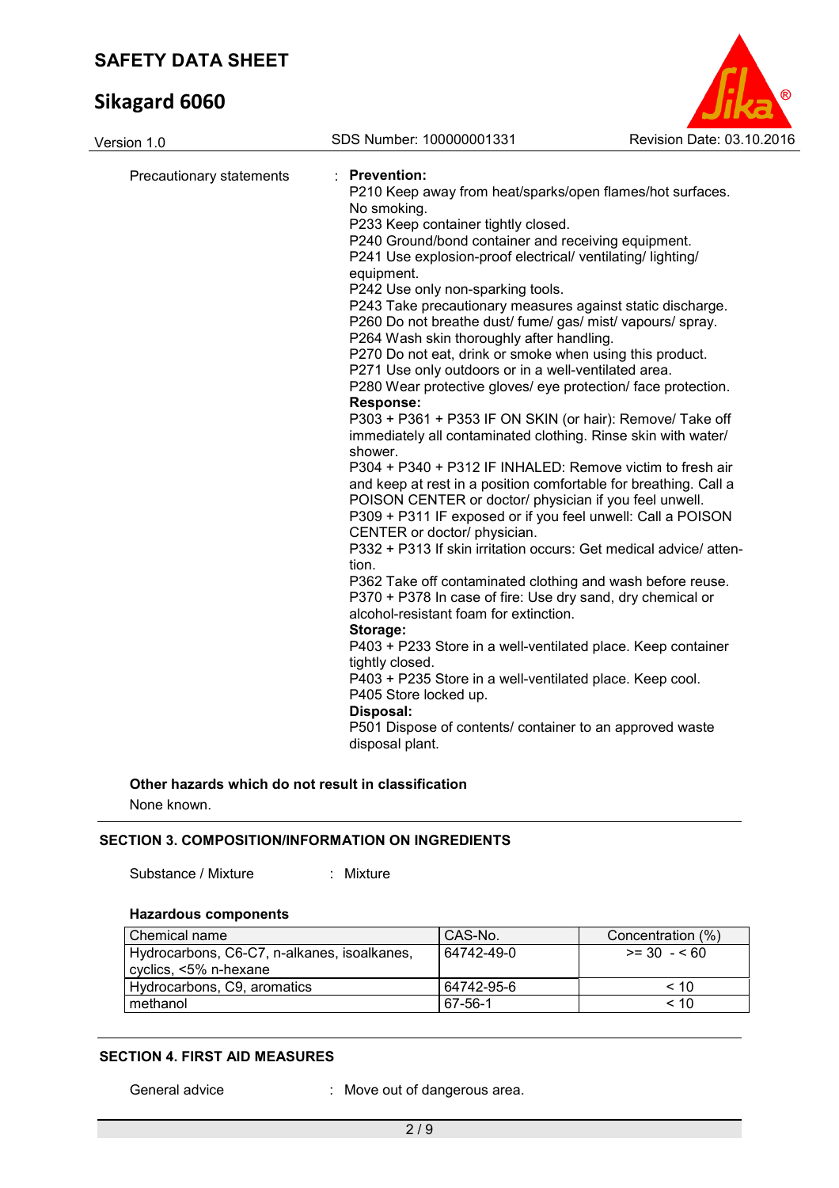Precautionary statements : **Prevention:**

P210 Keep away from heat/sparks/open flames/hot surfaces. No smoking.
P233 Keep container tightly closed.
P240 Ground/bond container and receiving equipment.
P241 Use explosion-proof electrical/ ventilating/ lighting/ equipment.
P242 Use only non-sparking tools.
P243 Take precautionary measures against static discharge.
P260 Do not breathe dust/ fume/ gas/ mist/ vapours/ spray.
P264 Wash skin thoroughly after handling.
P270 Do not eat, drink or smoke when using this product.
P271 Use only outdoors or in a well-ventilated area.
P280 Wear protective gloves/ eye protection/ face protection.

**Response:**

P303 + P361 + P353 IF ON SKIN (or hair): Remove/ Take off immediately all contaminated clothing. Rinse skin with water/ shower.
P304 + P340 + P312 IF INHALED: Remove victim to fresh air and keep at rest in a position comfortable for breathing. Call a POISON CENTER or doctor/ physician if you feel unwell.
P309 + P311 IF exposed or if you feel unwell: Call a POISON CENTER or doctor/ physician.
P332 + P313 If skin irritation occurs: Get medical advice/ attention.
P362 Take off contaminated clothing and wash before reuse.
P370 + P378 In case of fire: Use dry sand, dry chemical or alcohol-resistant foam for extinction.

**Storage:**

P403 + P233 Store in a well-ventilated place. Keep container tightly closed.
P403 + P235 Store in a well-ventilated place. Keep cool.
P405 Store locked up.

**Disposal:**

P501 Dispose of contents/ container to an approved waste disposal plant.

**Other hazards which do not result in classification**

None known.

## SECTION 3. COMPOSITION/INFORMATION ON INGREDIENTS

Substance / Mixture : Mixture

**Hazardous components**

| Chemical name | CAS-No. | Concentration (%) |
|---|---|---|
| Hydrocarbons, C6-C7, n-alkanes, isoalkanes, cyclics, <5% n-hexane | 64742-49-0 | >= 30 - < 60 |
| Hydrocarbons, C9, aromatics | 64742-95-6 | < 10 |
| methanol | 67-56-1 | < 10 |

## SECTION 4. FIRST AID MEASURES

General advice : Move out of dangerous area.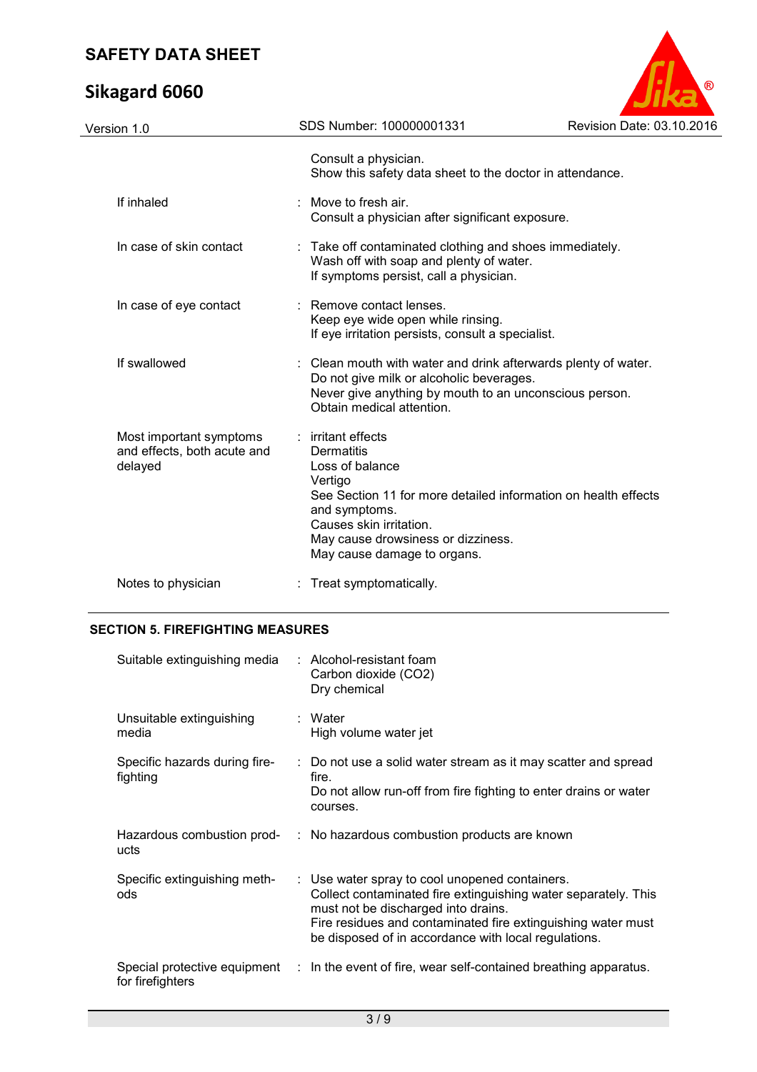| | |
|---|---|
| | Consult a physician.<br>Show this safety data sheet to the doctor in attendance. |
| If inhaled | : Move to fresh air.<br>Consult a physician after significant exposure. |
| In case of skin contact | : Take off contaminated clothing and shoes immediately.<br>Wash off with soap and plenty of water.<br>If symptoms persist, call a physician. |
| In case of eye contact | : Remove contact lenses.<br>Keep eye wide open while rinsing.<br>If eye irritation persists, consult a specialist. |
| If swallowed | : Clean mouth with water and drink afterwards plenty of water.<br>Do not give milk or alcoholic beverages.<br>Never give anything by mouth to an unconscious person.<br>Obtain medical attention. |
| Most important symptoms and effects, both acute and delayed | : irritant effects<br>Dermatitis<br>Loss of balance<br>Vertigo<br>See Section 11 for more detailed information on health effects and symptoms.<br>Causes skin irritation.<br>May cause drowsiness or dizziness.<br>May cause damage to organs. |
| Notes to physician | : Treat symptomatically. |

## SECTION 5. FIREFIGHTING MEASURES

| | |
|---|---|
| Suitable extinguishing media | : Alcohol-resistant foam<br>Carbon dioxide ($CO_2$)<br>Dry chemical |
| Unsuitable extinguishing media | : Water<br>High volume water jet |
| Specific hazards during fire-fighting | : Do not use a solid water stream as it may scatter and spread fire.<br>Do not allow run-off from fire fighting to enter drains or water courses. |
| Hazardous combustion products | : No hazardous combustion products are known |
| Specific extinguishing methods | : Use water spray to cool unopened containers.<br>Collect contaminated fire extinguishing water separately. This must not be discharged into drains.<br>Fire residues and contaminated fire extinguishing water must be disposed of in accordance with local regulations. |
| Special protective equipment for firefighters | : In the event of fire, wear self-contained breathing apparatus. |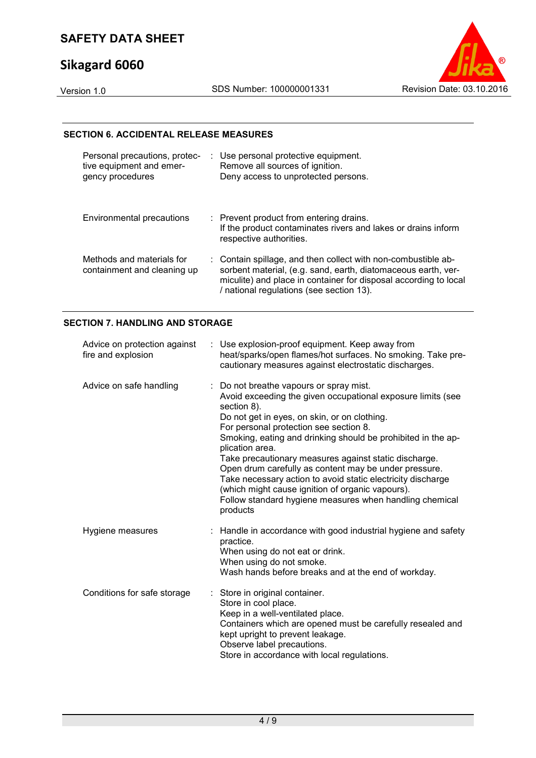## SECTION 6. ACCIDENTAL RELEASE MEASURES

| | |
|---|---|
| Personal precautions, protective equipment and emergency procedures | Use personal protective equipment.<br>Remove all sources of ignition.<br>Deny access to unprotected persons. |
| Environmental precautions | Prevent product from entering drains.<br>If the product contaminates rivers and lakes or drains inform respective authorities. |
| Methods and materials for containment and cleaning up | Contain spillage, and then collect with non-combustible absorbent material, (e.g. sand, earth, diatomaceous earth, vermiculite) and place in container for disposal according to local / national regulations (see section 13). |

## SECTION 7. HANDLING AND STORAGE

| | |
|---|---|
| Advice on protection against fire and explosion | Use explosion-proof equipment. Keep away from heat/sparks/open flames/hot surfaces. No smoking. Take precautionary measures against electrostatic discharges. |
| Advice on safe handling | Do not breathe vapours or spray mist.<br>Avoid exceeding the given occupational exposure limits (see section 8).<br>Do not get in eyes, on skin, or on clothing.<br>For personal protection see section 8.<br>Smoking, eating and drinking should be prohibited in the application area.<br>Take precautionary measures against static discharge.<br>Open drum carefully as content may be under pressure.<br>Take necessary action to avoid static electricity discharge (which might cause ignition of organic vapours).<br>Follow standard hygiene measures when handling chemical products |
| Hygiene measures | Handle in accordance with good industrial hygiene and safety practice.<br>When using do not eat or drink.<br>When using do not smoke.<br>Wash hands before breaks and at the end of workday. |
| Conditions for safe storage | Store in original container.<br>Store in cool place.<br>Keep in a well-ventilated place.<br>Containers which are opened must be carefully resealed and kept upright to prevent leakage.<br>Observe label precautions.<br>Store in accordance with local regulations. |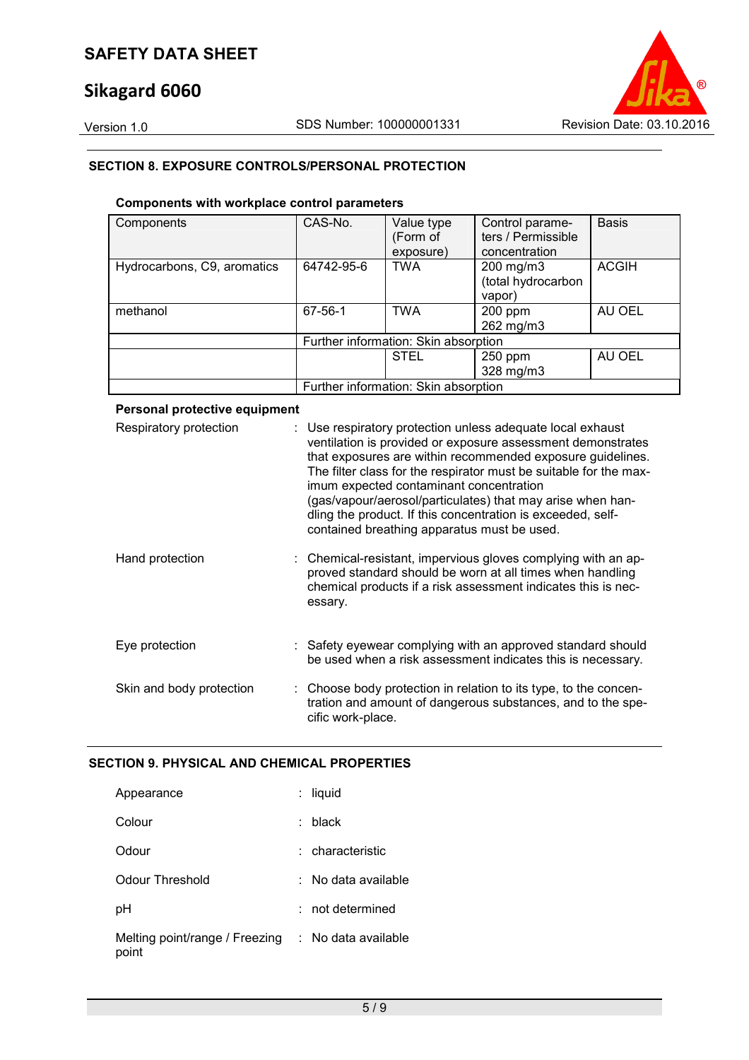## SECTION 8. EXPOSURE CONTROLS/PERSONAL PROTECTION

**Components with workplace control parameters**

| Components | CAS-No. | Value type (Form of exposure) | Control parameters / Permissible concentration | Basis |
|---|---|---|---|---|
| Hydrocarbons, C9, aromatics | 64742-95-6 | TWA | 200 mg/m3 (total hydrocarbon vapor) | ACGIH |
| methanol | 67-56-1 | TWA | 200 ppm 262 mg/m3 | AU OEL |
| | Further information: Skin absorption | | | |
| | | STEL | 250 ppm 328 mg/m3 | AU OEL |
| | Further information: Skin absorption | | | |

**Personal protective equipment**

Respiratory protection : Use respiratory protection unless adequate local exhaust ventilation is provided or exposure assessment demonstrates that exposures are within recommended exposure guidelines. The filter class for the respirator must be suitable for the maximum expected contaminant concentration (gas/vapour/aerosol/particulates) that may arise when handling the product. If this concentration is exceeded, self-contained breathing apparatus must be used.

Hand protection : Chemical-resistant, impervious gloves complying with an approved standard should be worn at all times when handling chemical products if a risk assessment indicates this is necessary.

Eye protection : Safety eyewear complying with an approved standard should be used when a risk assessment indicates this is necessary.

Skin and body protection : Choose body protection in relation to its type, to the concentration and amount of dangerous substances, and to the specific work-place.

## SECTION 9. PHYSICAL AND CHEMICAL PROPERTIES

Appearance : liquid

Colour : black

Odour : characteristic

Odour Threshold : No data available

pH : not determined

Melting point/range / Freezing point : No data available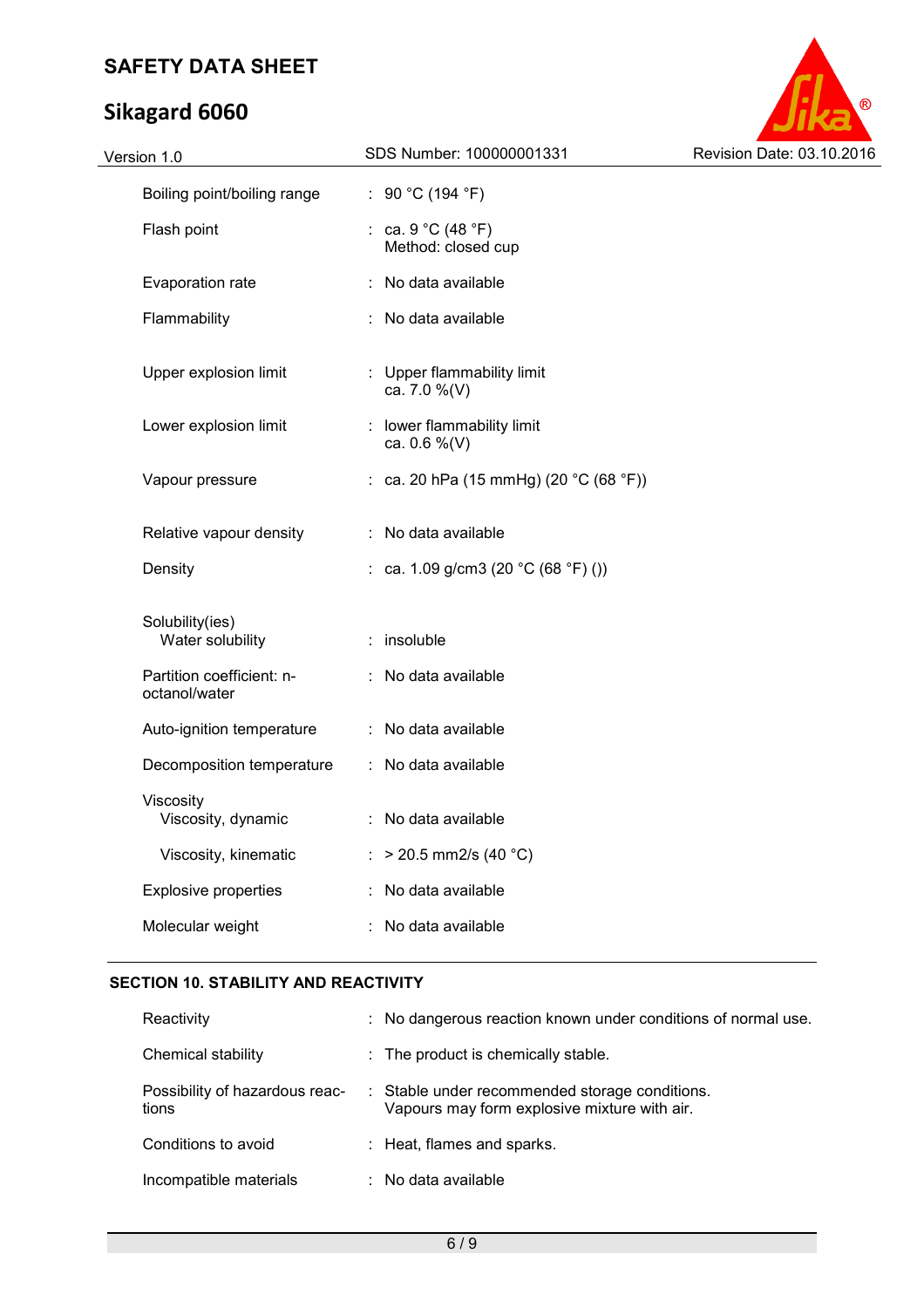| | | |
|---|---|---|
| Boiling point/boiling range | : | 90 °C (194 °F) |
| Flash point | : | ca. 9 °C (48 °F)<br>Method: closed cup |
| Evaporation rate | : | No data available |
| Flammability | : | No data available |
| Upper explosion limit | : | Upper flammability limit<br>ca. 7.0 %(V) |
| Lower explosion limit | : | lower flammability limit<br>ca. 0.6 %(V) |
| Vapour pressure | : | ca. 20 hPa (15 mmHg) (20 °C (68 °F)) |
| Relative vapour density | : | No data available |
| Density | : | ca. 1.09 g/cm3 (20 °C (68 °F) ()) |
| Solubility(ies)<br>Water solubility | : | insoluble |
| Partition coefficient: n-octanol/water | : | No data available |
| Auto-ignition temperature | : | No data available |
| Decomposition temperature | : | No data available |
| Viscosity<br>Viscosity, dynamic | : | No data available |
| Viscosity, kinematic | : | > 20.5 mm2/s (40 °C) |
| Explosive properties | : | No data available |
| Molecular weight | : | No data available |

## SECTION 10. STABILITY AND REACTIVITY

| | | |
|---|---|---|
| Reactivity | : | No dangerous reaction known under conditions of normal use. |
| Chemical stability | : | The product is chemically stable. |
| Possibility of hazardous reactions | : | Stable under recommended storage conditions.<br>Vapours may form explosive mixture with air. |
| Conditions to avoid | : | Heat, flames and sparks. |
| Incompatible materials | : | No data available |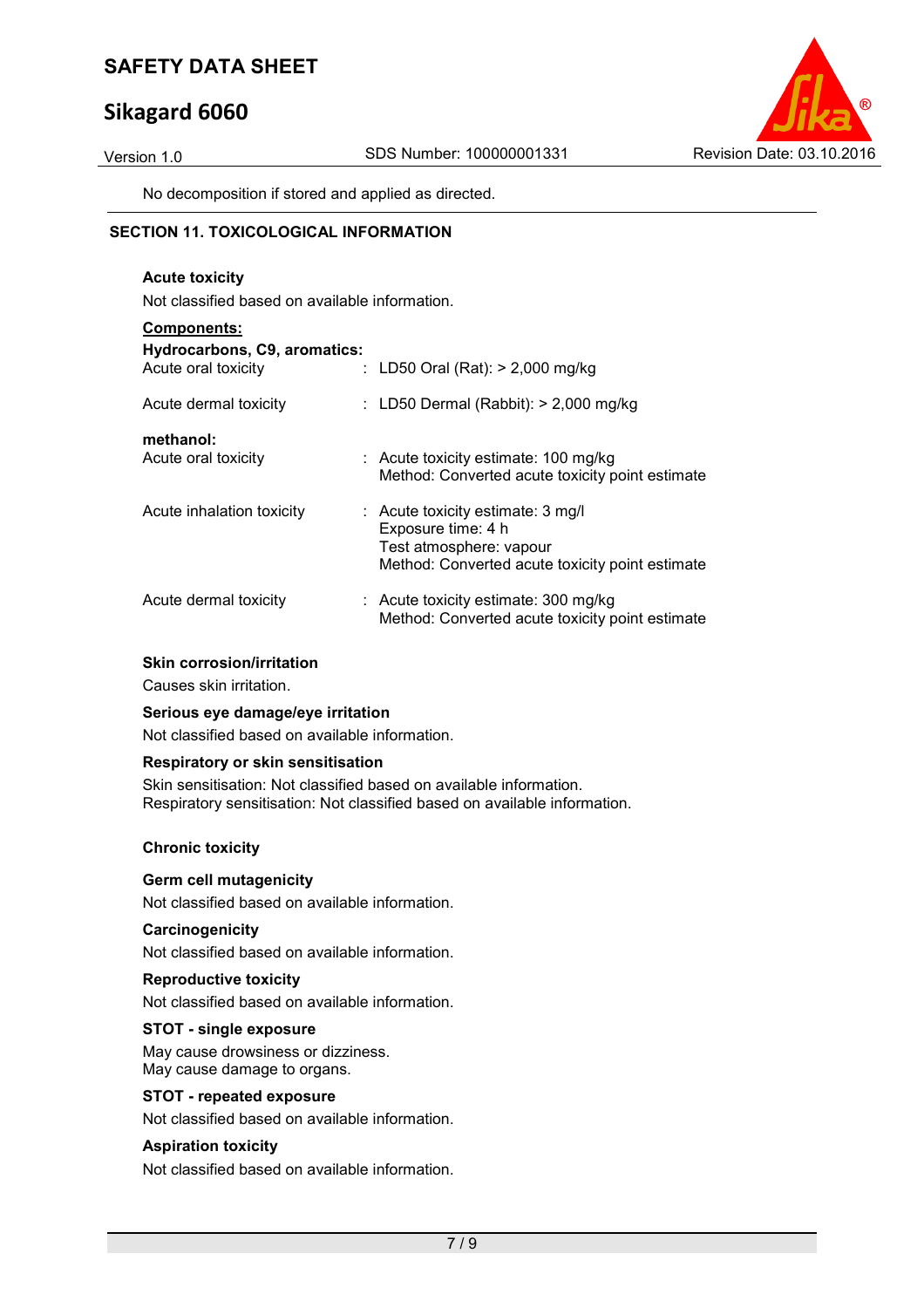No decomposition if stored and applied as directed.

## SECTION 11. TOXICOLOGICAL INFORMATION

### Acute toxicity

Not classified based on available information.

**Components:**

**Hydrocarbons, C9, aromatics:**

| | |
|---|---|
| Acute oral toxicity | : LD50 Oral (Rat): > 2,000 mg/kg |
| Acute dermal toxicity | : LD50 Dermal (Rabbit): > 2,000 mg/kg |

**methanol:**

| | |
|---|---|
| Acute oral toxicity | : Acute toxicity estimate: 100 mg/kg<br>Method: Converted acute toxicity point estimate |
| Acute inhalation toxicity | : Acute toxicity estimate: 3 mg/l<br>Exposure time: 4 h<br>Test atmosphere: vapour<br>Method: Converted acute toxicity point estimate |
| Acute dermal toxicity | : Acute toxicity estimate: 300 mg/kg<br>Method: Converted acute toxicity point estimate |

### Skin corrosion/irritation

Causes skin irritation.

### Serious eye damage/eye irritation

Not classified based on available information.

### Respiratory or skin sensitisation

Skin sensitisation: Not classified based on available information.
Respiratory sensitisation: Not classified based on available information.

### Chronic toxicity

### Germ cell mutagenicity

Not classified based on available information.

### Carcinogenicity

Not classified based on available information.

### Reproductive toxicity

Not classified based on available information.

### STOT - single exposure

May cause drowsiness or dizziness.
May cause damage to organs.

### STOT - repeated exposure

Not classified based on available information.

### Aspiration toxicity

Not classified based on available information.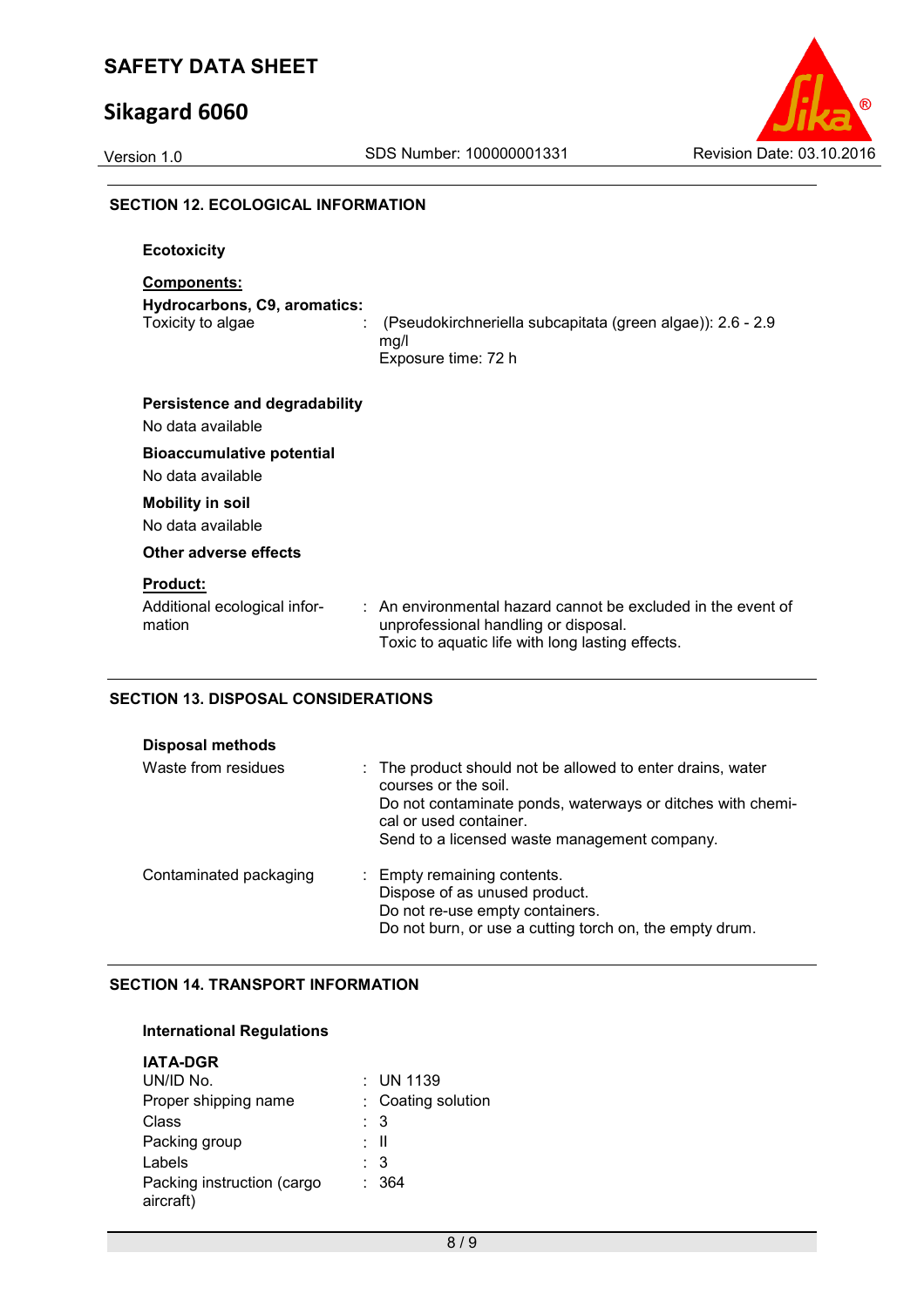## SECTION 12. ECOLOGICAL INFORMATION

**Ecotoxicity**

**Components:**

**Hydrocarbons, C9, aromatics:**

| | | |
|---|---|---|
| Toxicity to algae | : | (Pseudokirchneriella subcapitata (green algae)): 2.6 - 2.9 mg/l<br>Exposure time: 72 h |

**Persistence and degradability**

No data available

**Bioaccumulative potential**

No data available

**Mobility in soil**

No data available

**Other adverse effects**

**Product:**

| | | |
|---|---|---|
| Additional ecological information | : | An environmental hazard cannot be excluded in the event of unprofessional handling or disposal.<br>Toxic to aquatic life with long lasting effects. |

## SECTION 13. DISPOSAL CONSIDERATIONS

**Disposal methods**

| | | |
|---|---|---|
| Waste from residues | : | The product should not be allowed to enter drains, water courses or the soil.<br>Do not contaminate ponds, waterways or ditches with chemical or used container.<br>Send to a licensed waste management company. |
| Contaminated packaging | : | Empty remaining contents.<br>Dispose of as unused product.<br>Do not re-use empty containers.<br>Do not burn, or use a cutting torch on, the empty drum. |

## SECTION 14. TRANSPORT INFORMATION

**International Regulations**

**IATA-DGR**

| | | |
|---|---|---|
| UN/ID No. | : | UN 1139 |
| Proper shipping name | : | Coating solution |
| Class | : | 3 |
| Packing group | : | II |
| Labels | : | 3 |
| Packing instruction (cargo aircraft) | : | 364 |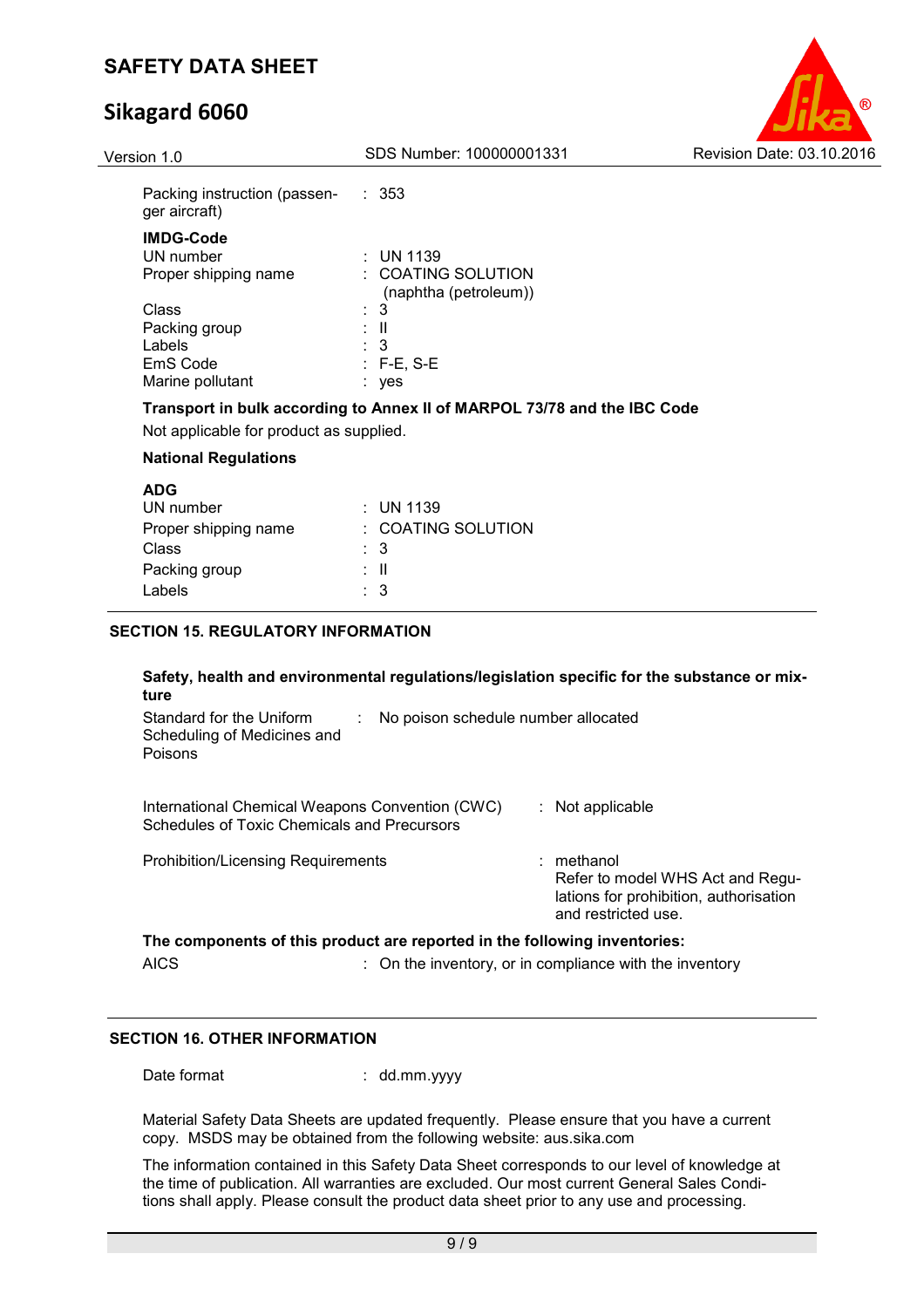| | |
|---|---|
| Packing instruction (passenger aircraft) | : 353 |

**IMDG-Code**

| | |
|---|---|
| UN number | : UN 1139 |
| Proper shipping name | : COATING SOLUTION (naphtha (petroleum)) |
| Class | : 3 |
| Packing group | : II |
| Labels | : 3 |
| EmS Code | : F-E, S-E |
| Marine pollutant | : yes |

**Transport in bulk according to Annex II of MARPOL 73/78 and the IBC Code**

Not applicable for product as supplied.

**National Regulations**

**ADG**

| | |
|---|---|
| UN number | : UN 1139 |
| Proper shipping name | : COATING SOLUTION |
| Class | : 3 |
| Packing group | : II |
| Labels | : 3 |

## SECTION 15. REGULATORY INFORMATION

**Safety, health and environmental regulations/legislation specific for the substance or mixture**

| | |
|---|---|
| Standard for the Uniform Scheduling of Medicines and Poisons | : No poison schedule number allocated |
| International Chemical Weapons Convention (CWC) Schedules of Toxic Chemicals and Precursors | : Not applicable |
| Prohibition/Licensing Requirements | : methanol Refer to model WHS Act and Regulations for prohibition, authorisation and restricted use. |

**The components of this product are reported in the following inventories:**

| | |
|---|---|
| AICS | : On the inventory, or in compliance with the inventory |

## SECTION 16. OTHER INFORMATION

| | |
|---|---|
| Date format | : dd.mm.yyyy |

Material Safety Data Sheets are updated frequently. Please ensure that you have a current copy. MSDS may be obtained from the following website: aus.sika.com

The information contained in this Safety Data Sheet corresponds to our level of knowledge at the time of publication. All warranties are excluded. Our most current General Sales Conditions shall apply. Please consult the product data sheet prior to any use and processing.